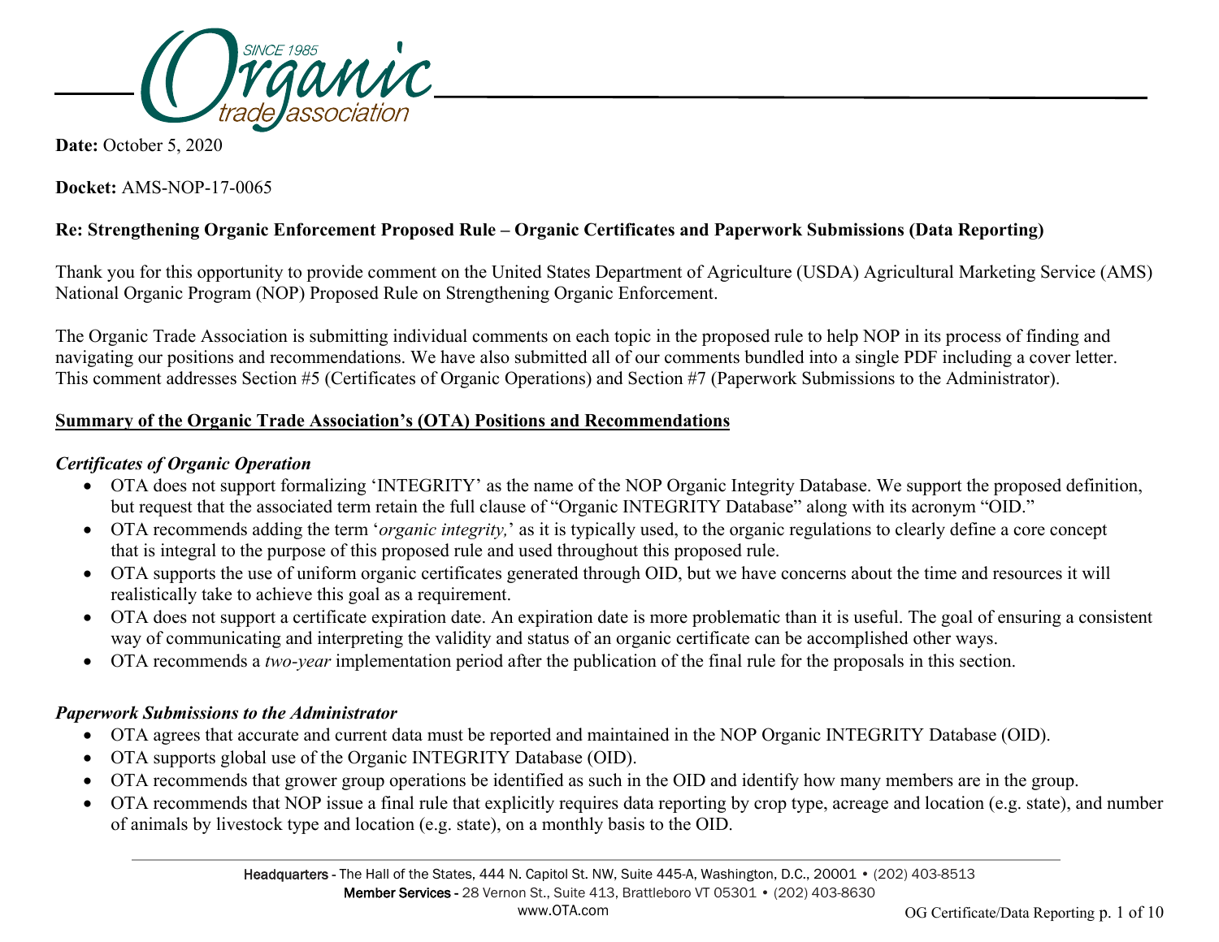**Date:** October 5, 2020

**Docket:** AMS-NOP-17-0065

**Re: Strengthening Organic Enforcement Proposed Rule – Organic Certificates and Paperwork Submissions (Data Reporting)**

Thank you for this opportunity to provide comment on the United States Department of Agriculture (USDA) Agricultural Marketing Service (AMS) National Organic Program (NOP) Proposed Rule on Strengthening Organic Enforcement.

The Organic Trade Association is submitting individual comments on each topic in the proposed rule to help NOP in its process of finding and navigating our positions and recommendations. We have also submitted all of our comments bundled into a single PDF including a cover letter. This comment addresses Section #5 (Certificates of Organic Operations) and Section #7 (Paperwork Submissions to the Administrator).

## Summary of the Organic Trade Association's (OTA) Positions and Recommendations

### *Certificates of Organic Operation*

- OTA does not support formalizing 'INTEGRITY' as the name of the NOP Organic Integrity Database. We support the proposed definition, but request that the associated term retain the full clause of "Organic INTEGRITY Database" along with its acronym "OID."
- OTA recommends adding the term '*organic integrity,*' as it is typically used, to the organic regulations to clearly define a core concept that is integral to the purpose of this proposed rule and used throughout this proposed rule.
- OTA supports the use of uniform organic certificates generated through OID, but we have concerns about the time and resources it will realistically take to achieve this goal as a requirement.
- OTA does not support a certificate expiration date. An expiration date is more problematic than it is useful. The goal of ensuring a consistent way of communicating and interpreting the validity and status of an organic certificate can be accomplished other ways.
- OTA recommends a *two-year* implementation period after the publication of the final rule for the proposals in this section.

### *Paperwork Submissions to the Administrator*

- OTA agrees that accurate and current data must be reported and maintained in the NOP Organic INTEGRITY Database (OID).
- OTA supports global use of the Organic INTEGRITY Database (OID).
- OTA recommends that grower group operations be identified as such in the OID and identify how many members are in the group.
- OTA recommends that NOP issue a final rule that explicitly requires data reporting by crop type, acreage and location (e.g. state), and number of animals by livestock type and location (e.g. state), on a monthly basis to the OID.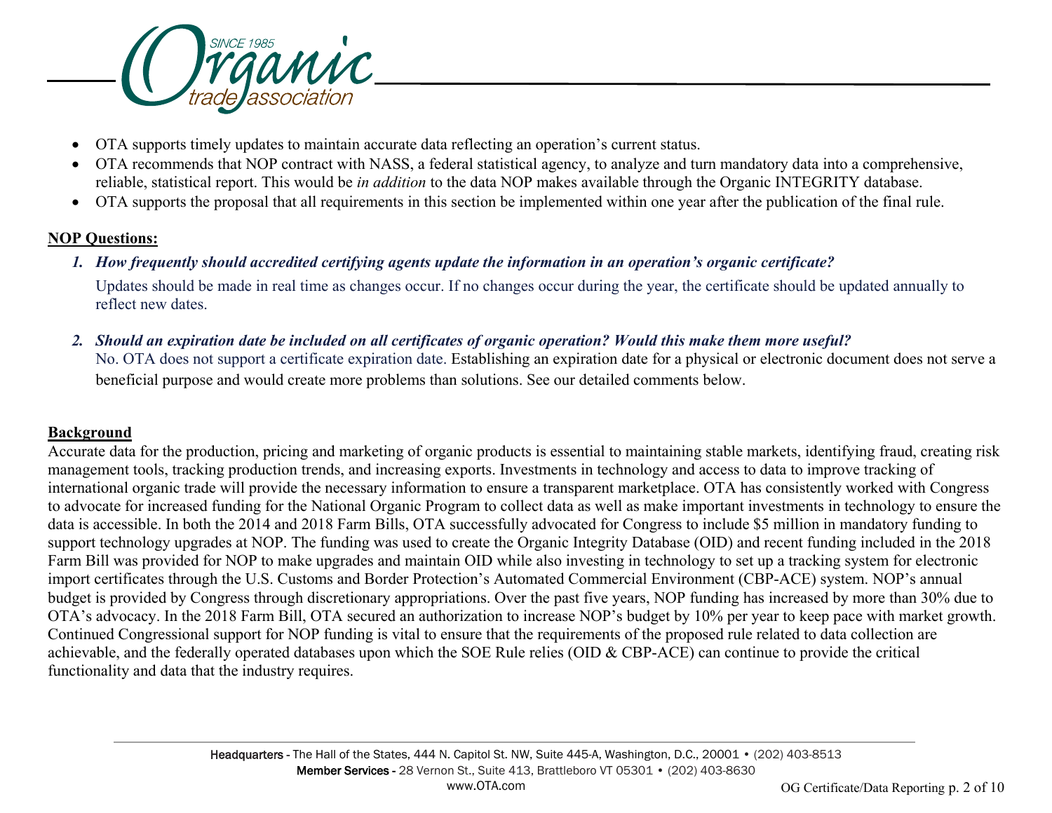- OTA supports timely updates to maintain accurate data reflecting an operation's current status.
- OTA recommends that NOP contract with NASS, a federal statistical agency, to analyze and turn mandatory data into a comprehensive, reliable, statistical report. This would be *in addition* to the data NOP makes available through the Organic INTEGRITY database.
- OTA supports the proposal that all requirements in this section be implemented within one year after the publication of the final rule.

**NOP Questions:**

1. ***How frequently should accredited certifying agents update the information in an operation's organic certificate?***

   Updates should be made in real time as changes occur. If no changes occur during the year, the certificate should be updated annually to reflect new dates.

2. ***Should an expiration date be included on all certificates of organic operation? Would this make them more useful?***

   No. OTA does not support a certificate expiration date. Establishing an expiration date for a physical or electronic document does not serve a beneficial purpose and would create more problems than solutions. See our detailed comments below.

**Background**

Accurate data for the production, pricing and marketing of organic products is essential to maintaining stable markets, identifying fraud, creating risk management tools, tracking production trends, and increasing exports. Investments in technology and access to data to improve tracking of international organic trade will provide the necessary information to ensure a transparent marketplace. OTA has consistently worked with Congress to advocate for increased funding for the National Organic Program to collect data as well as make important investments in technology to ensure the data is accessible. In both the 2014 and 2018 Farm Bills, OTA successfully advocated for Congress to include $5 million in mandatory funding to support technology upgrades at NOP. The funding was used to create the Organic Integrity Database (OID) and recent funding included in the 2018 Farm Bill was provided for NOP to make upgrades and maintain OID while also investing in technology to set up a tracking system for electronic import certificates through the U.S. Customs and Border Protection's Automated Commercial Environment (CBP-ACE) system. NOP's annual budget is provided by Congress through discretionary appropriations. Over the past five years, NOP funding has increased by more than 30% due to OTA's advocacy. In the 2018 Farm Bill, OTA secured an authorization to increase NOP's budget by 10% per year to keep pace with market growth. Continued Congressional support for NOP funding is vital to ensure that the requirements of the proposed rule related to data collection are achievable, and the federally operated databases upon which the SOE Rule relies (OID & CBP-ACE) can continue to provide the critical functionality and data that the industry requires.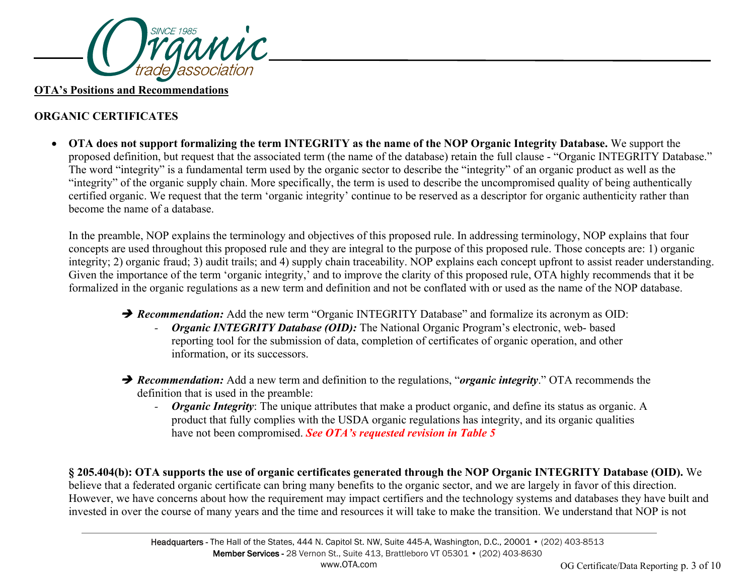**OTA's Positions and Recommendations**

**ORGANIC CERTIFICATES**

- **OTA does not support formalizing the term INTEGRITY as the name of the NOP Organic Integrity Database.** We support the proposed definition, but request that the associated term (the name of the database) retain the full clause - "Organic INTEGRITY Database." The word "integrity" is a fundamental term used by the organic sector to describe the "integrity" of an organic product as well as the "integrity" of the organic supply chain. More specifically, the term is used to describe the uncompromised quality of being authentically certified organic. We request that the term 'organic integrity' continue to be reserved as a descriptor for organic authenticity rather than become the name of a database.

  In the preamble, NOP explains the terminology and objectives of this proposed rule. In addressing terminology, NOP explains that four concepts are used throughout this proposed rule and they are integral to the purpose of this proposed rule. Those concepts are: 1) organic integrity; 2) organic fraud; 3) audit trails; and 4) supply chain traceability. NOP explains each concept upfront to assist reader understanding. Given the importance of the term 'organic integrity,' and to improve the clarity of this proposed rule, OTA highly recommends that it be formalized in the organic regulations as a new term and definition and not be conflated with or used as the name of the NOP database.

  ➔ ***Recommendation:*** Add the new term "Organic INTEGRITY Database" and formalize its acronym as OID:
    - ***Organic INTEGRITY Database (OID):*** The National Organic Program's electronic, web- based reporting tool for the submission of data, completion of certificates of organic operation, and other information, or its successors.

  ➔ ***Recommendation:*** Add a new term and definition to the regulations, "***organic integrity***." OTA recommends the definition that is used in the preamble:
    - ***Organic Integrity***: The unique attributes that make a product organic, and define its status as organic. A product that fully complies with the USDA organic regulations has integrity, and its organic qualities have not been compromised. ***See OTA's requested revision in Table 5***

**§ 205.404(b): OTA supports the use of organic certificates generated through the NOP Organic INTEGRITY Database (OID).** We believe that a federated organic certificate can bring many benefits to the organic sector, and we are largely in favor of this direction. However, we have concerns about how the requirement may impact certifiers and the technology systems and databases they have built and invested in over the course of many years and the time and resources it will take to make the transition. We understand that NOP is not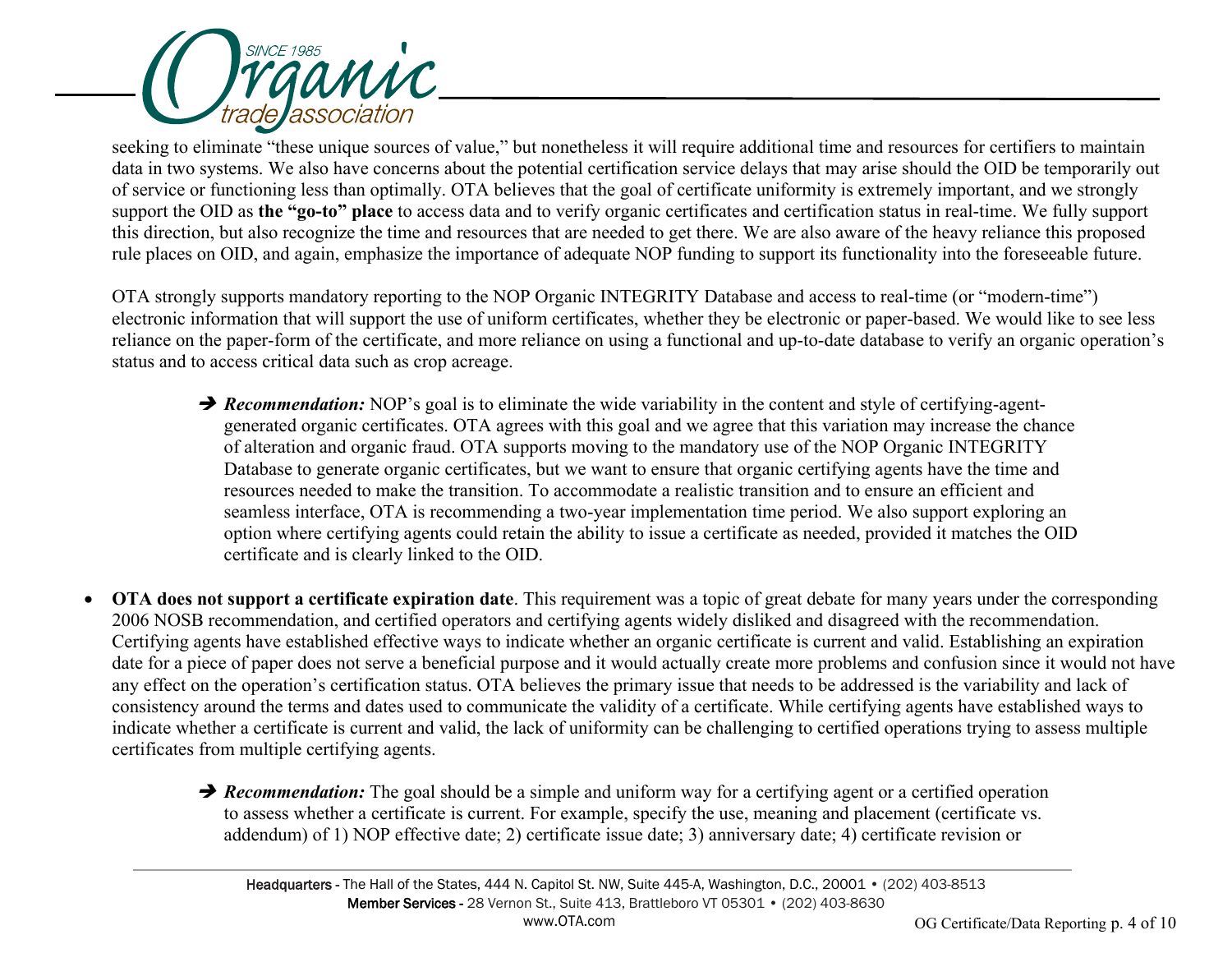seeking to eliminate "these unique sources of value," but nonetheless it will require additional time and resources for certifiers to maintain data in two systems. We also have concerns about the potential certification service delays that may arise should the OID be temporarily out of service or functioning less than optimally. OTA believes that the goal of certificate uniformity is extremely important, and we strongly support the OID as **the "go-to" place** to access data and to verify organic certificates and certification status in real-time. We fully support this direction, but also recognize the time and resources that are needed to get there. We are also aware of the heavy reliance this proposed rule places on OID, and again, emphasize the importance of adequate NOP funding to support its functionality into the foreseeable future.

OTA strongly supports mandatory reporting to the NOP Organic INTEGRITY Database and access to real-time (or "modern-time") electronic information that will support the use of uniform certificates, whether they be electronic or paper-based. We would like to see less reliance on the paper-form of the certificate, and more reliance on using a functional and up-to-date database to verify an organic operation's status and to access critical data such as crop acreage.

> ➔ ***Recommendation:*** NOP's goal is to eliminate the wide variability in the content and style of certifying-agent-generated organic certificates. OTA agrees with this goal and we agree that this variation may increase the chance of alteration and organic fraud. OTA supports moving to the mandatory use of the NOP Organic INTEGRITY Database to generate organic certificates, but we want to ensure that organic certifying agents have the time and resources needed to make the transition. To accommodate a realistic transition and to ensure an efficient and seamless interface, OTA is recommending a two-year implementation time period. We also support exploring an option where certifying agents could retain the ability to issue a certificate as needed, provided it matches the OID certificate and is clearly linked to the OID.

- **OTA does not support a certificate expiration date**. This requirement was a topic of great debate for many years under the corresponding 2006 NOSB recommendation, and certified operators and certifying agents widely disliked and disagreed with the recommendation. Certifying agents have established effective ways to indicate whether an organic certificate is current and valid. Establishing an expiration date for a piece of paper does not serve a beneficial purpose and it would actually create more problems and confusion since it would not have any effect on the operation's certification status. OTA believes the primary issue that needs to be addressed is the variability and lack of consistency around the terms and dates used to communicate the validity of a certificate. While certifying agents have established ways to indicate whether a certificate is current and valid, the lack of uniformity can be challenging to certified operations trying to assess multiple certificates from multiple certifying agents.

> ➔ ***Recommendation:*** The goal should be a simple and uniform way for a certifying agent or a certified operation to assess whether a certificate is current. For example, specify the use, meaning and placement (certificate vs. addendum) of 1) NOP effective date; 2) certificate issue date; 3) anniversary date; 4) certificate revision or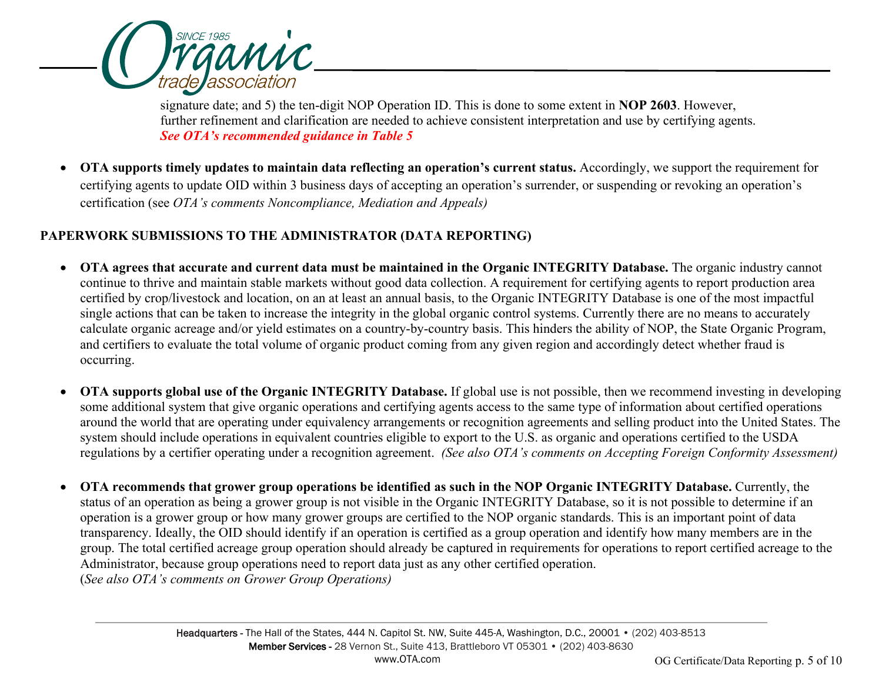signature date; and 5) the ten-digit NOP Operation ID. This is done to some extent in **NOP 2603**. However, further refinement and clarification are needed to achieve consistent interpretation and use by certifying agents. ***See OTA's recommended guidance in Table 5***

- **OTA supports timely updates to maintain data reflecting an operation's current status.** Accordingly, we support the requirement for certifying agents to update OID within 3 business days of accepting an operation's surrender, or suspending or revoking an operation's certification (see *OTA's comments Noncompliance, Mediation and Appeals)*

## PAPERWORK SUBMISSIONS TO THE ADMINISTRATOR (DATA REPORTING)

- **OTA agrees that accurate and current data must be maintained in the Organic INTEGRITY Database.** The organic industry cannot continue to thrive and maintain stable markets without good data collection. A requirement for certifying agents to report production area certified by crop/livestock and location, on an at least an annual basis, to the Organic INTEGRITY Database is one of the most impactful single actions that can be taken to increase the integrity in the global organic control systems. Currently there are no means to accurately calculate organic acreage and/or yield estimates on a country-by-country basis. This hinders the ability of NOP, the State Organic Program, and certifiers to evaluate the total volume of organic product coming from any given region and accordingly detect whether fraud is occurring.

- **OTA supports global use of the Organic INTEGRITY Database.** If global use is not possible, then we recommend investing in developing some additional system that give organic operations and certifying agents access to the same type of information about certified operations around the world that are operating under equivalency arrangements or recognition agreements and selling product into the United States. The system should include operations in equivalent countries eligible to export to the U.S. as organic and operations certified to the USDA regulations by a certifier operating under a recognition agreement. *(See also OTA's comments on Accepting Foreign Conformity Assessment)*

- **OTA recommends that grower group operations be identified as such in the NOP Organic INTEGRITY Database.** Currently, the status of an operation as being a grower group is not visible in the Organic INTEGRITY Database, so it is not possible to determine if an operation is a grower group or how many grower groups are certified to the NOP organic standards. This is an important point of data transparency. Ideally, the OID should identify if an operation is certified as a group operation and identify how many members are in the group. The total certified acreage group operation should already be captured in requirements for operations to report certified acreage to the Administrator, because group operations need to report data just as any other certified operation. (*See also OTA's comments on Grower Group Operations)*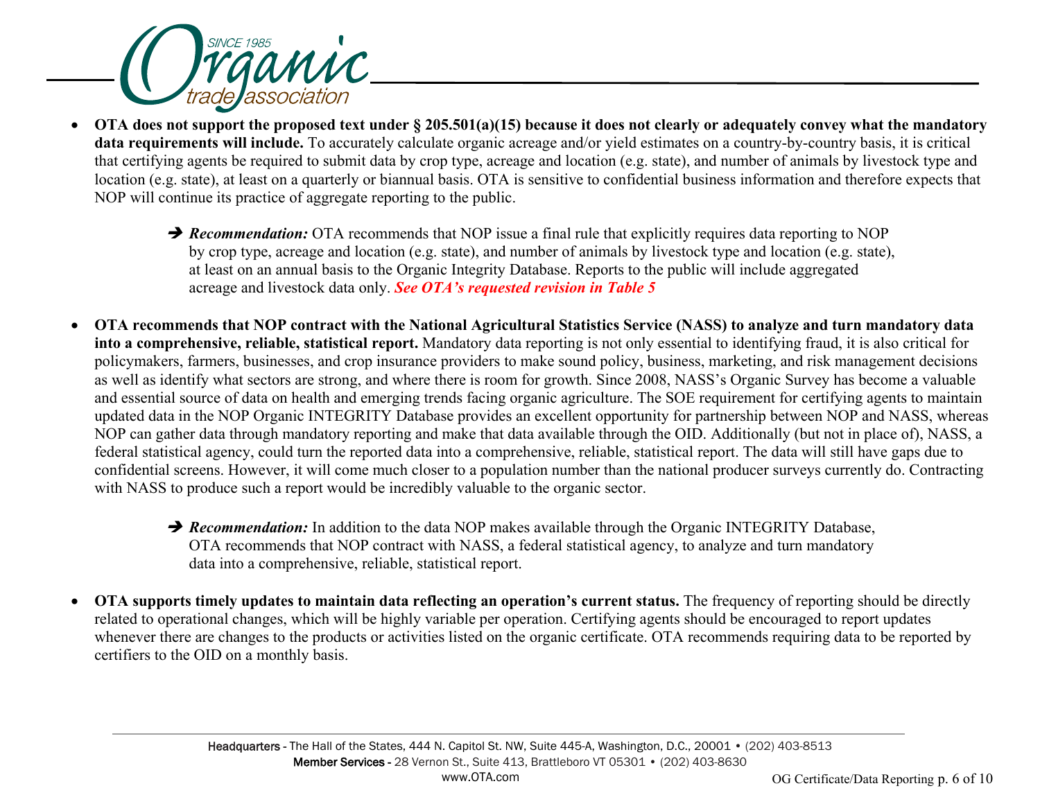- **OTA does not support the proposed text under § 205.501(a)(15) because it does not clearly or adequately convey what the mandatory data requirements will include.** To accurately calculate organic acreage and/or yield estimates on a country-by-country basis, it is critical that certifying agents be required to submit data by crop type, acreage and location (e.g. state), and number of animals by livestock type and location (e.g. state), at least on a quarterly or biannual basis. OTA is sensitive to confidential business information and therefore expects that NOP will continue its practice of aggregate reporting to the public.

  ➔ ***Recommendation:*** OTA recommends that NOP issue a final rule that explicitly requires data reporting to NOP by crop type, acreage and location (e.g. state), and number of animals by livestock type and location (e.g. state), at least on an annual basis to the Organic Integrity Database. Reports to the public will include aggregated acreage and livestock data only. ***See OTA's requested revision in Table 5***

- **OTA recommends that NOP contract with the National Agricultural Statistics Service (NASS) to analyze and turn mandatory data into a comprehensive, reliable, statistical report.** Mandatory data reporting is not only essential to identifying fraud, it is also critical for policymakers, farmers, businesses, and crop insurance providers to make sound policy, business, marketing, and risk management decisions as well as identify what sectors are strong, and where there is room for growth. Since 2008, NASS's Organic Survey has become a valuable and essential source of data on health and emerging trends facing organic agriculture. The SOE requirement for certifying agents to maintain updated data in the NOP Organic INTEGRITY Database provides an excellent opportunity for partnership between NOP and NASS, whereas NOP can gather data through mandatory reporting and make that data available through the OID. Additionally (but not in place of), NASS, a federal statistical agency, could turn the reported data into a comprehensive, reliable, statistical report. The data will still have gaps due to confidential screens. However, it will come much closer to a population number than the national producer surveys currently do. Contracting with NASS to produce such a report would be incredibly valuable to the organic sector.

  ➔ ***Recommendation:*** In addition to the data NOP makes available through the Organic INTEGRITY Database, OTA recommends that NOP contract with NASS, a federal statistical agency, to analyze and turn mandatory data into a comprehensive, reliable, statistical report.

- **OTA supports timely updates to maintain data reflecting an operation's current status.** The frequency of reporting should be directly related to operational changes, which will be highly variable per operation. Certifying agents should be encouraged to report updates whenever there are changes to the products or activities listed on the organic certificate. OTA recommends requiring data to be reported by certifiers to the OID on a monthly basis.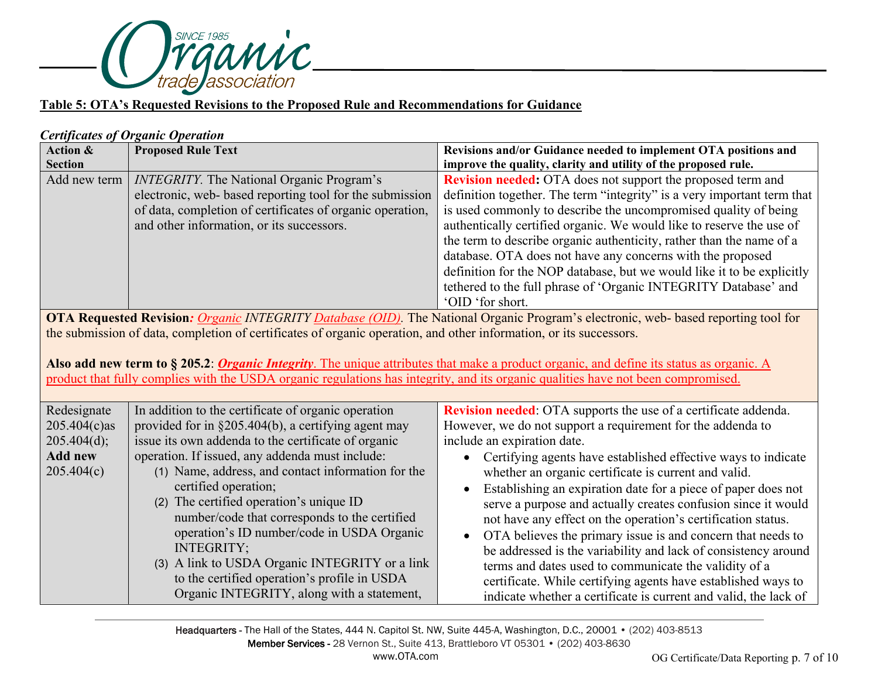**Table 5: OTA's Requested Revisions to the Proposed Rule and Recommendations for Guidance**

***Certificates of Organic Operation***

| Action & Section | Proposed Rule Text | Revisions and/or Guidance needed to implement OTA positions and improve the quality, clarity and utility of the proposed rule. |
|---|---|---|
| Add new term | *INTEGRITY.* The National Organic Program's electronic, web- based reporting tool for the submission of data, completion of certificates of organic operation, and other information, or its successors. | **Revision needed:** OTA does not support the proposed term and definition together. The term "integrity" is a very important term that is used commonly to describe the uncompromised quality of being authentically certified organic. We would like to reserve the use of the term to describe organic authenticity, rather than the name of a database. OTA does not have any concerns with the proposed definition for the NOP database, but we would like it to be explicitly tethered to the full phrase of 'Organic INTEGRITY Database' and 'OID 'for short. |
| **OTA Requested Revision***:* *Organic INTEGRITY Database (OID).* The National Organic Program's electronic, web- based reporting tool for the submission of data, completion of certificates of organic operation, and other information, or its successors.<br><br>**Also add new term to § 205.2**: ***Organic Integrity***. The unique attributes that make a product organic, and define its status as organic. A product that fully complies with the USDA organic regulations has integrity, and its organic qualities have not been compromised. | | |
| Redesignate 205.404(c)as 205.404(d); **Add new** 205.404(c) | In addition to the certificate of organic operation provided for in §205.404(b), a certifying agent may issue its own addenda to the certificate of organic operation. If issued, any addenda must include:<br>(1) Name, address, and contact information for the certified operation;<br>(2) The certified operation's unique ID number/code that corresponds to the certified operation's ID number/code in USDA Organic INTEGRITY;<br>(3) A link to USDA Organic INTEGRITY or a link to the certified operation's profile in USDA Organic INTEGRITY, along with a statement, | **Revision needed**: OTA supports the use of a certificate addenda. However, we do not support a requirement for the addenda to include an expiration date.<br>• Certifying agents have established effective ways to indicate whether an organic certificate is current and valid.<br>• Establishing an expiration date for a piece of paper does not serve a purpose and actually creates confusion since it would not have any effect on the operation's certification status.<br>• OTA believes the primary issue is and concern that needs to be addressed is the variability and lack of consistency around terms and dates used to communicate the validity of a certificate. While certifying agents have established ways to indicate whether a certificate is current and valid, the lack of |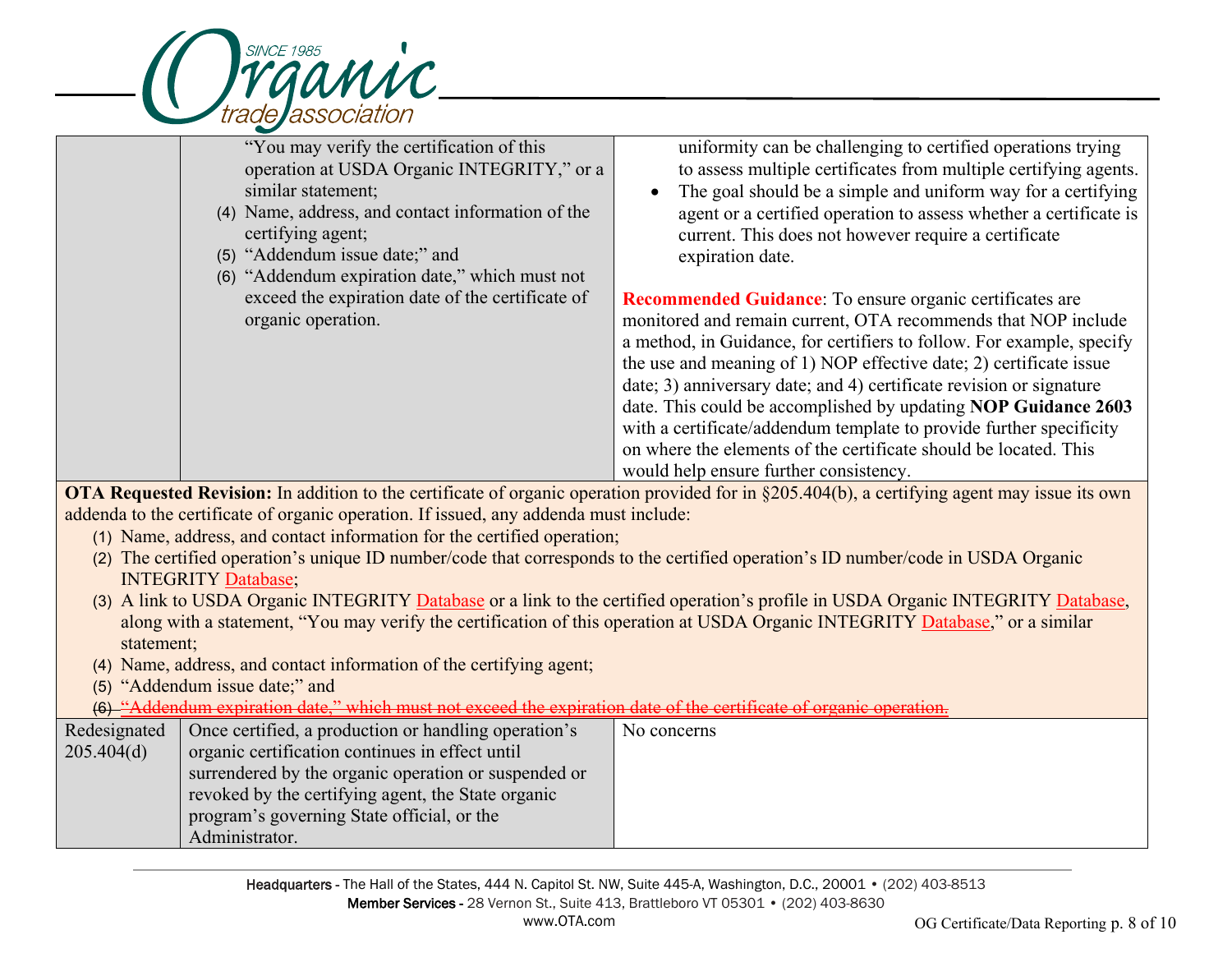| | | |
|---|---|---|
| | "You may verify the certification of this operation at USDA Organic INTEGRITY," or a similar statement;<br>(4) Name, address, and contact information of the certifying agent;<br>(5) "Addendum issue date;" and<br>(6) "Addendum expiration date," which must not exceed the expiration date of the certificate of organic operation. | uniformity can be challenging to certified operations trying to assess multiple certificates from multiple certifying agents.<br>• The goal should be a simple and uniform way for a certifying agent or a certified operation to assess whether a certificate is current. This does not however require a certificate expiration date.<br><br>**Recommended Guidance**: To ensure organic certificates are monitored and remain current, OTA recommends that NOP include a method, in Guidance, for certifiers to follow. For example, specify the use and meaning of 1) NOP effective date; 2) certificate issue date; 3) anniversary date; and 4) certificate revision or signature date. This could be accomplished by updating **NOP Guidance 2603** with a certificate/addendum template to provide further specificity on where the elements of the certificate should be located. This would help ensure further consistency. |

**OTA Requested Revision:** In addition to the certificate of organic operation provided for in §205.404(b), a certifying agent may issue its own addenda to the certificate of organic operation. If issued, any addenda must include:

(1) Name, address, and contact information for the certified operation;
(2) The certified operation's unique ID number/code that corresponds to the certified operation's ID number/code in USDA Organic INTEGRITY Database;
(3) A link to USDA Organic INTEGRITY Database or a link to the certified operation's profile in USDA Organic INTEGRITY Database, along with a statement, "You may verify the certification of this operation at USDA Organic INTEGRITY Database," or a similar statement;
(4) Name, address, and contact information of the certifying agent;
(5) "Addendum issue date;" and
~~(6) "Addendum expiration date," which must not exceed the expiration date of the certificate of organic operation.~~

| | | |
|---|---|---|
| Redesignated 205.404(d) | Once certified, a production or handling operation's organic certification continues in effect until surrendered by the organic operation or suspended or revoked by the certifying agent, the State organic program's governing State official, or the Administrator. | No concerns |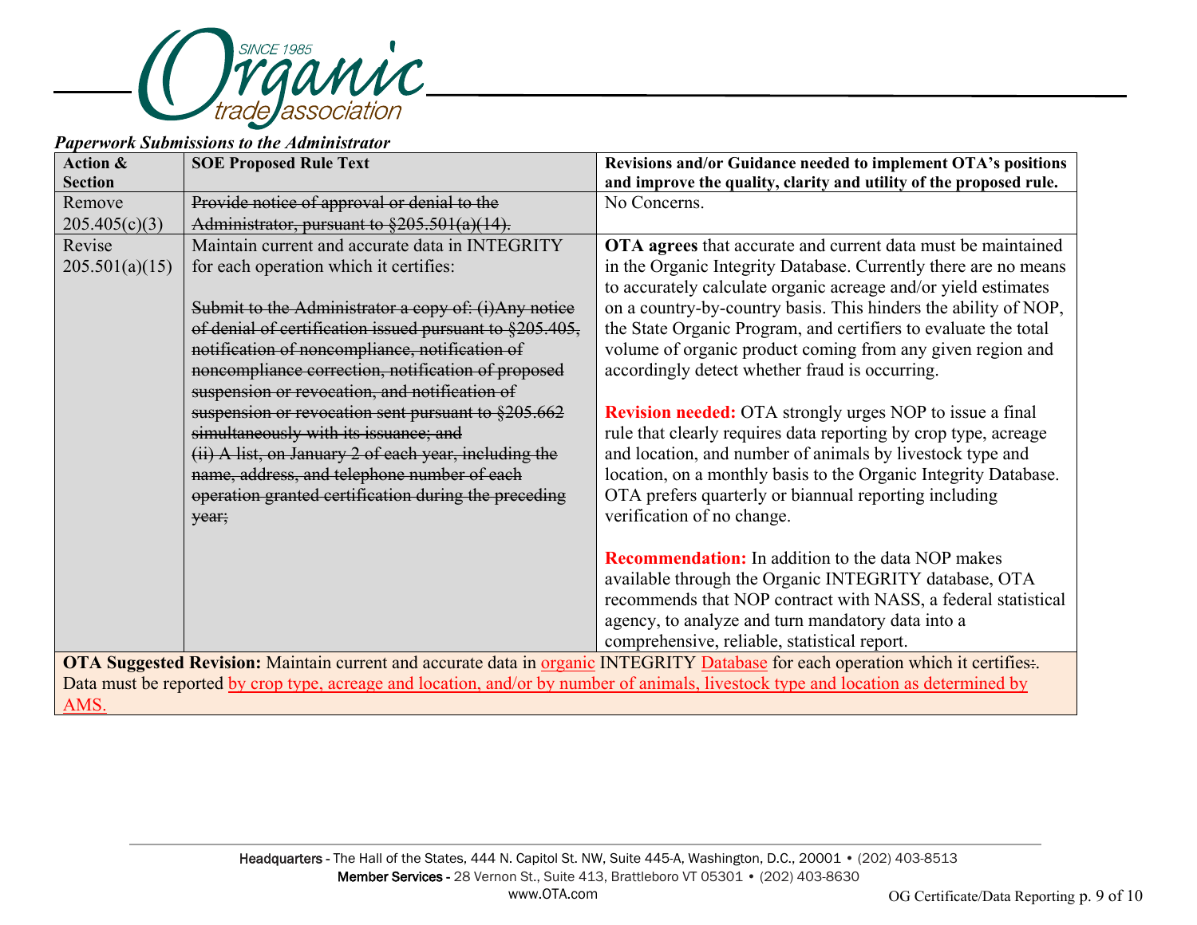***Paperwork Submissions to the Administrator***

| Action & Section | SOE Proposed Rule Text | Revisions and/or Guidance needed to implement OTA's positions and improve the quality, clarity and utility of the proposed rule. |
|---|---|---|
| Remove 205.405(c)(3) | ~~Provide notice of approval or denial to the Administrator, pursuant to §205.501(a)(14).~~ | No Concerns. |
| Revise 205.501(a)(15) | Maintain current and accurate data in INTEGRITY for each operation which it certifies:<br><br>~~Submit to the Administrator a copy of: (i)Any notice of denial of certification issued pursuant to §205.405, notification of noncompliance, notification of noncompliance correction, notification of proposed suspension or revocation, and notification of suspension or revocation sent pursuant to §205.662 simultaneously with its issuance; and (ii) A list, on January 2 of each year, including the name, address, and telephone number of each operation granted certification during the preceding year;~~ | **OTA agrees** that accurate and current data must be maintained in the Organic Integrity Database. Currently there are no means to accurately calculate organic acreage and/or yield estimates on a country-by-country basis. This hinders the ability of NOP, the State Organic Program, and certifiers to evaluate the total volume of organic product coming from any given region and accordingly detect whether fraud is occurring.<br><br>**Revision needed:** OTA strongly urges NOP to issue a final rule that clearly requires data reporting by crop type, acreage and location, and number of animals by livestock type and location, on a monthly basis to the Organic Integrity Database. OTA prefers quarterly or biannual reporting including verification of no change.<br><br>**Recommendation:** In addition to the data NOP makes available through the Organic INTEGRITY database, OTA recommends that NOP contract with NASS, a federal statistical agency, to analyze and turn mandatory data into a comprehensive, reliable, statistical report. |

**OTA Suggested Revision:** Maintain current and accurate data in <u>organic</u> INTEGRITY <u>Database</u> for each operation which it certifies~~:~~. Data must be reported <u>by crop type, acreage and location, and/or by number of animals, livestock type and location as determined by AMS.</u>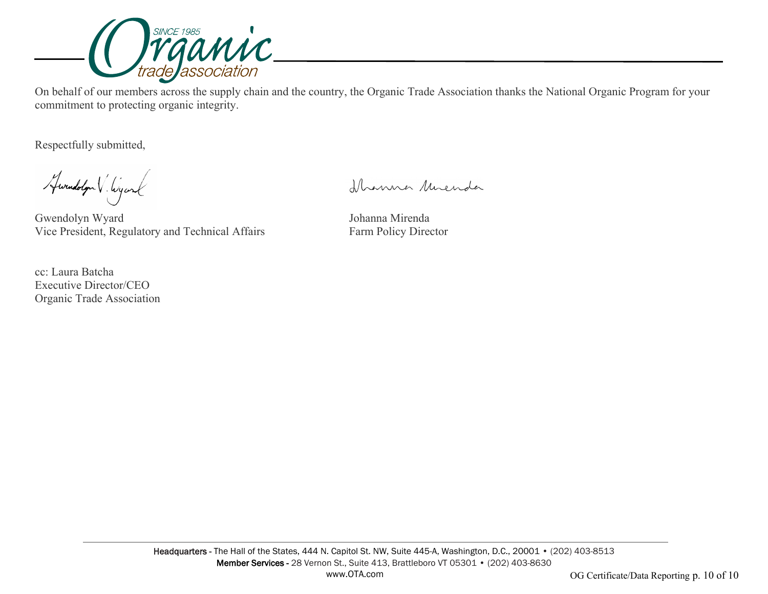On behalf of our members across the supply chain and the country, the Organic Trade Association thanks the National Organic Program for your commitment to protecting organic integrity.

Respectfully submitted,

Gwendolyn Wyard
Vice President, Regulatory and Technical Affairs

Johanna Mirenda
Farm Policy Director

cc: Laura Batcha
Executive Director/CEO
Organic Trade Association